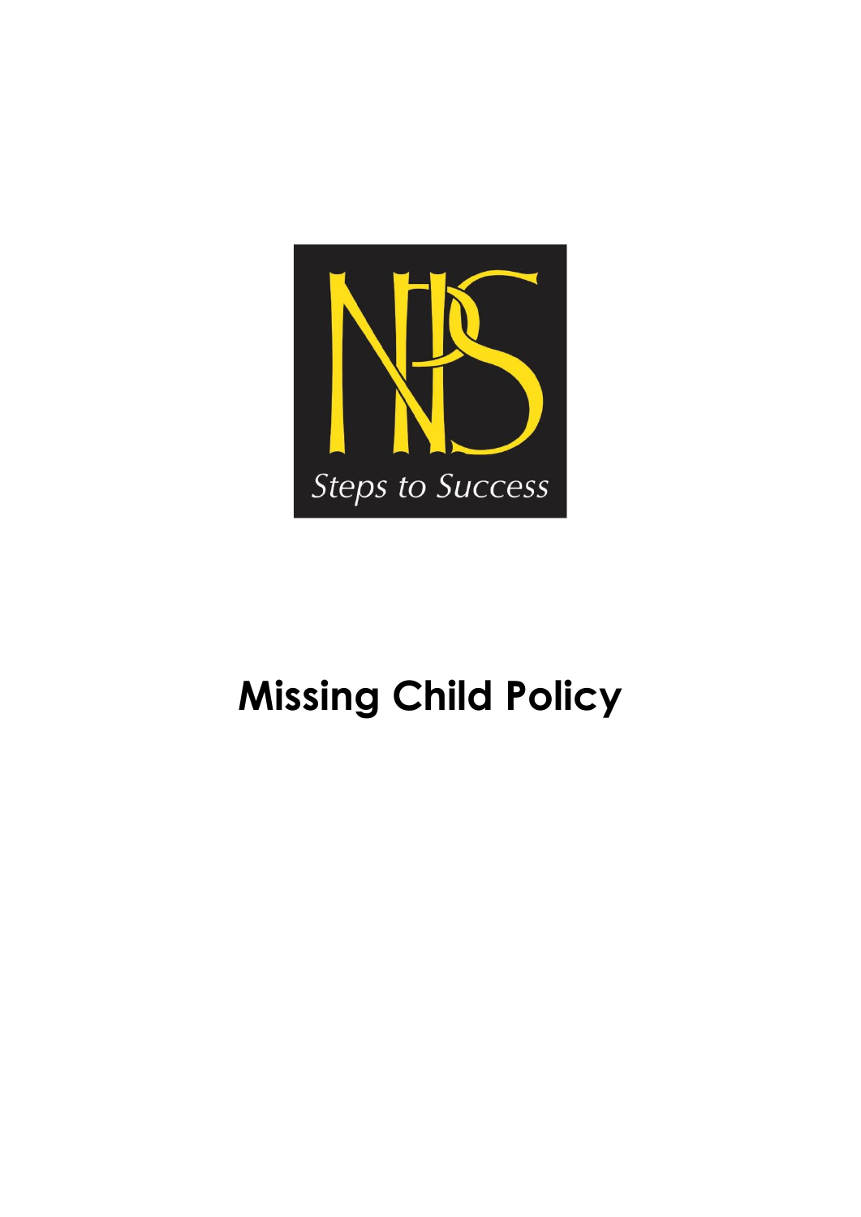Steps to Success

# Missing Child Policy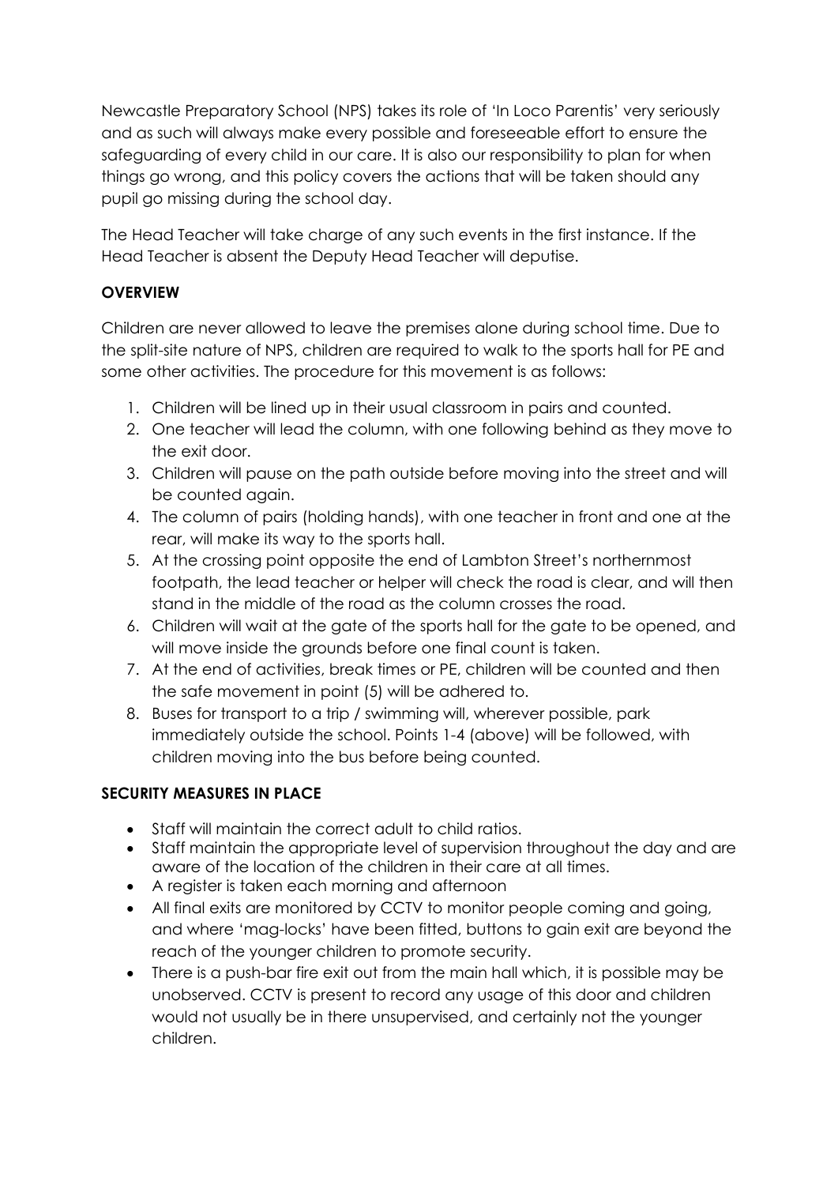Newcastle Preparatory School (NPS) takes its role of 'In Loco Parentis' very seriously and as such will always make every possible and foreseeable effort to ensure the safeguarding of every child in our care. It is also our responsibility to plan for when things go wrong, and this policy covers the actions that will be taken should any pupil go missing during the school day.

The Head Teacher will take charge of any such events in the first instance. If the Head Teacher is absent the Deputy Head Teacher will deputise.

**OVERVIEW**

Children are never allowed to leave the premises alone during school time. Due to the split-site nature of NPS, children are required to walk to the sports hall for PE and some other activities. The procedure for this movement is as follows:

1. Children will be lined up in their usual classroom in pairs and counted.
2. One teacher will lead the column, with one following behind as they move to the exit door.
3. Children will pause on the path outside before moving into the street and will be counted again.
4. The column of pairs (holding hands), with one teacher in front and one at the rear, will make its way to the sports hall.
5. At the crossing point opposite the end of Lambton Street's northernmost footpath, the lead teacher or helper will check the road is clear, and will then stand in the middle of the road as the column crosses the road.
6. Children will wait at the gate of the sports hall for the gate to be opened, and will move inside the grounds before one final count is taken.
7. At the end of activities, break times or PE, children will be counted and then the safe movement in point (5) will be adhered to.
8. Buses for transport to a trip / swimming will, wherever possible, park immediately outside the school. Points 1-4 (above) will be followed, with children moving into the bus before being counted.

**SECURITY MEASURES IN PLACE**

- Staff will maintain the correct adult to child ratios.
- Staff maintain the appropriate level of supervision throughout the day and are aware of the location of the children in their care at all times.
- A register is taken each morning and afternoon
- All final exits are monitored by CCTV to monitor people coming and going, and where 'mag-locks' have been fitted, buttons to gain exit are beyond the reach of the younger children to promote security.
- There is a push-bar fire exit out from the main hall which, it is possible may be unobserved. CCTV is present to record any usage of this door and children would not usually be in there unsupervised, and certainly not the younger children.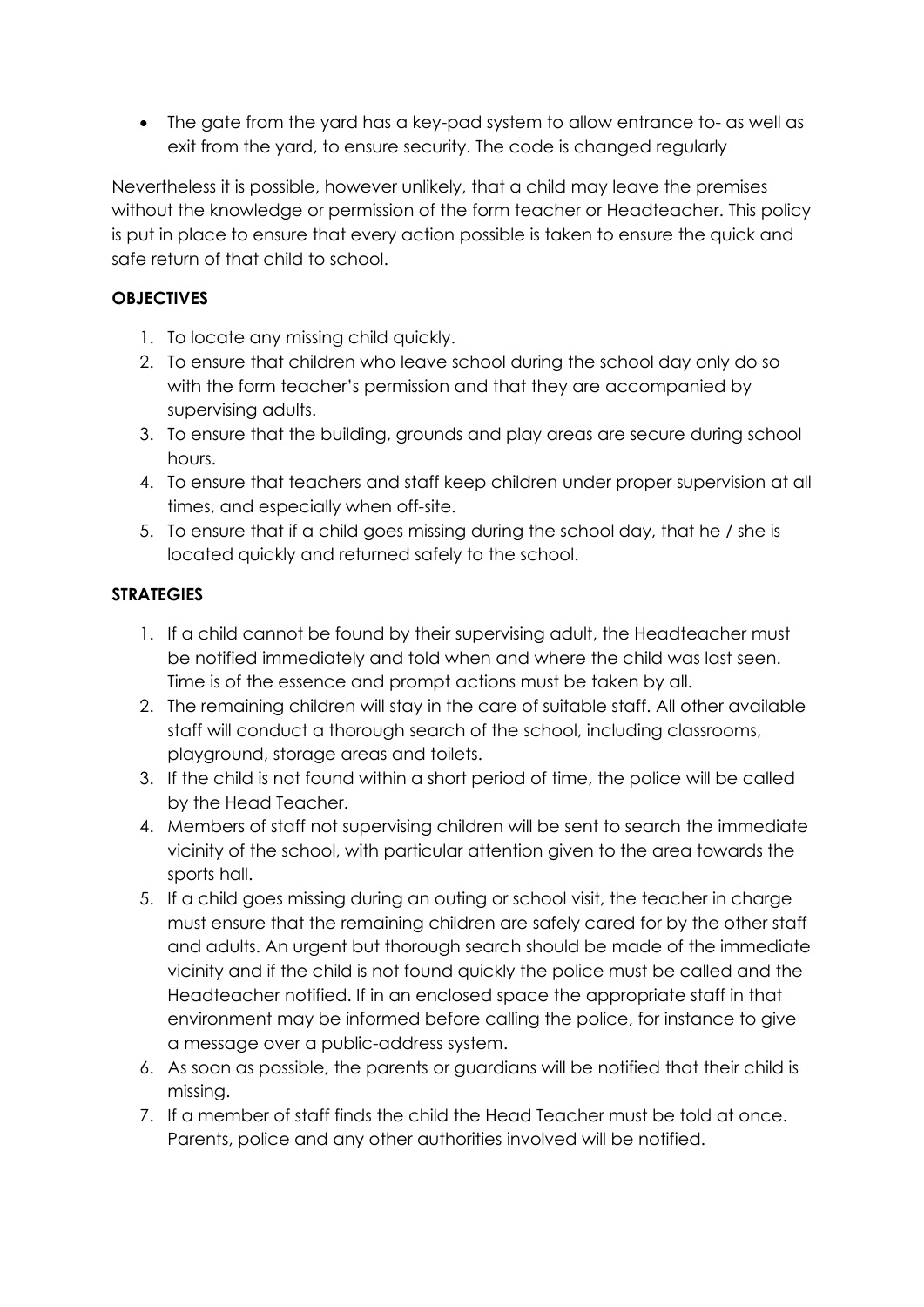- The gate from the yard has a key-pad system to allow entrance to- as well as exit from the yard, to ensure security. The code is changed regularly

Nevertheless it is possible, however unlikely, that a child may leave the premises without the knowledge or permission of the form teacher or Headteacher. This policy is put in place to ensure that every action possible is taken to ensure the quick and safe return of that child to school.

**OBJECTIVES**

1. To locate any missing child quickly.
2. To ensure that children who leave school during the school day only do so with the form teacher's permission and that they are accompanied by supervising adults.
3. To ensure that the building, grounds and play areas are secure during school hours.
4. To ensure that teachers and staff keep children under proper supervision at all times, and especially when off-site.
5. To ensure that if a child goes missing during the school day, that he / she is located quickly and returned safely to the school.

**STRATEGIES**

1. If a child cannot be found by their supervising adult, the Headteacher must be notified immediately and told when and where the child was last seen. Time is of the essence and prompt actions must be taken by all.
2. The remaining children will stay in the care of suitable staff. All other available staff will conduct a thorough search of the school, including classrooms, playground, storage areas and toilets.
3. If the child is not found within a short period of time, the police will be called by the Head Teacher.
4. Members of staff not supervising children will be sent to search the immediate vicinity of the school, with particular attention given to the area towards the sports hall.
5. If a child goes missing during an outing or school visit, the teacher in charge must ensure that the remaining children are safely cared for by the other staff and adults. An urgent but thorough search should be made of the immediate vicinity and if the child is not found quickly the police must be called and the Headteacher notified. If in an enclosed space the appropriate staff in that environment may be informed before calling the police, for instance to give a message over a public-address system.
6. As soon as possible, the parents or guardians will be notified that their child is missing.
7. If a member of staff finds the child the Head Teacher must be told at once. Parents, police and any other authorities involved will be notified.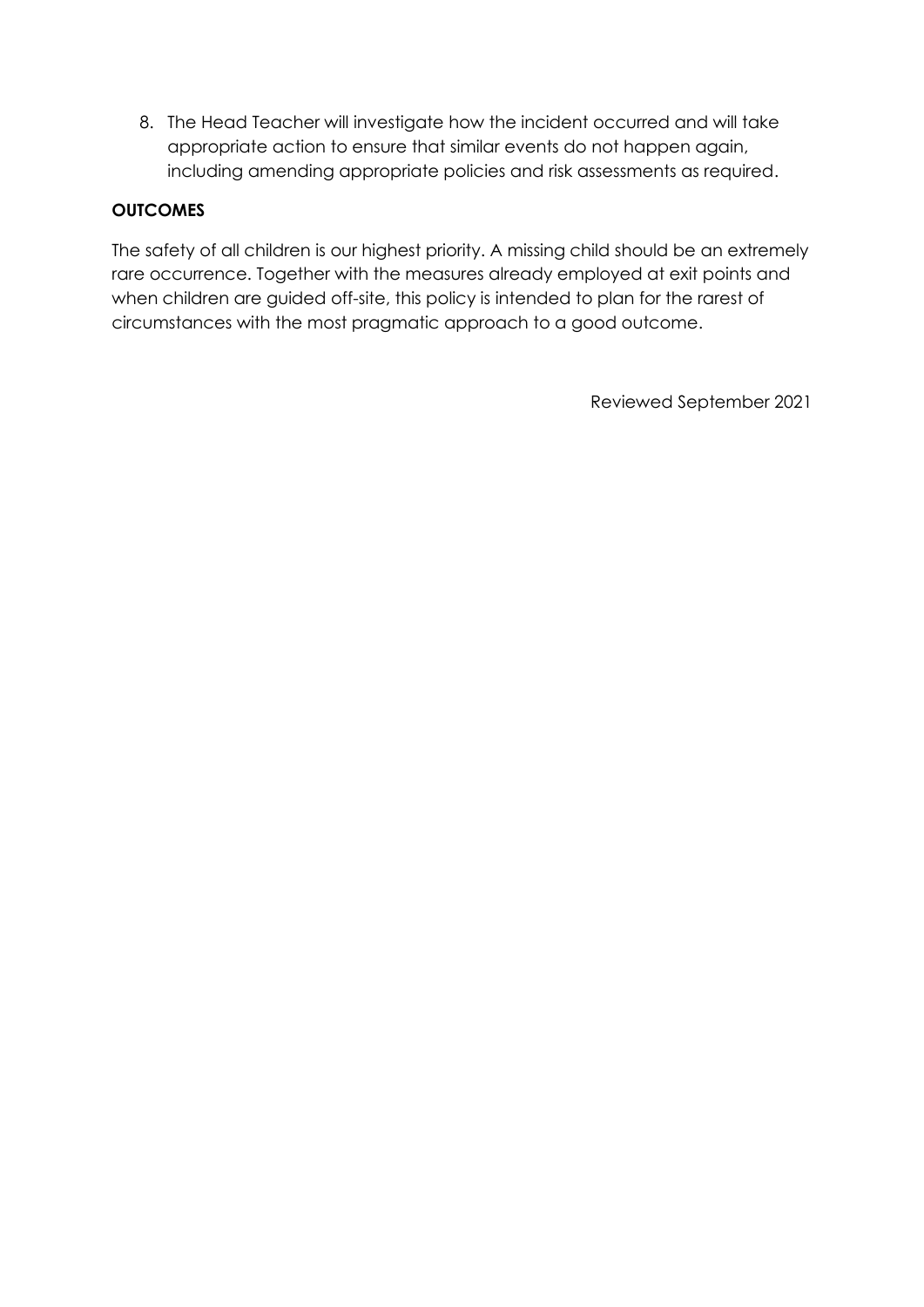8. The Head Teacher will investigate how the incident occurred and will take appropriate action to ensure that similar events do not happen again, including amending appropriate policies and risk assessments as required.

**OUTCOMES**

The safety of all children is our highest priority. A missing child should be an extremely rare occurrence. Together with the measures already employed at exit points and when children are guided off-site, this policy is intended to plan for the rarest of circumstances with the most pragmatic approach to a good outcome.

Reviewed September 2021